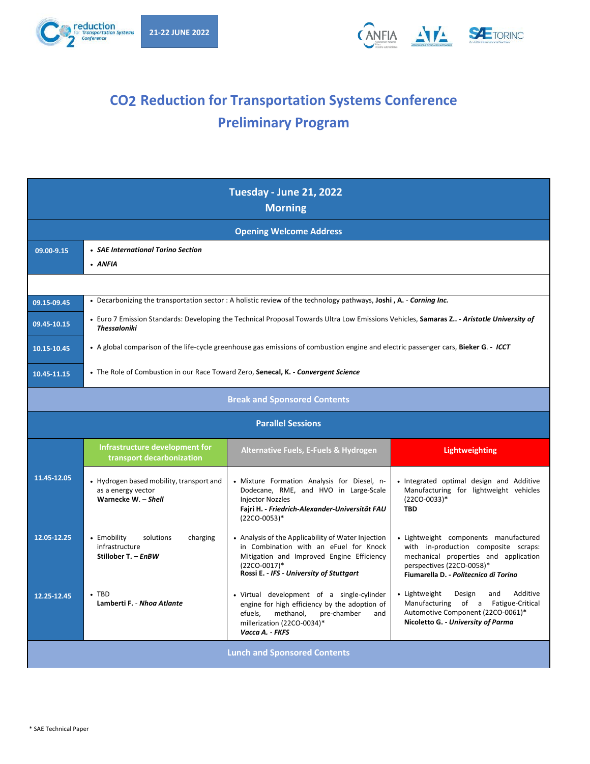21-22 JUNE 2022

# CO2 Reduction for Transportation Systems Conference

## Preliminary Program

| Tuesday - June 21, 2022 Morning | | | |
|---|---|---|---|
| **Opening Welcome Address** | | | |
| **09.00-9.15** | • ***SAE International Torino Section***<br>• ***ANFIA*** | | |
| | | | |
| **09.15-09.45** | • Decarbonizing the transportation sector : A holistic review of the technology pathways, **Joshi , A.** - ***Corning Inc.*** | | |
| **09.45-10.15** | • Euro 7 Emission Standards: Developing the Technical Proposal Towards Ultra Low Emissions Vehicles, **Samaras Z..** - ***Aristotle University of Thessaloniki*** | | |
| **10.15-10.45** | • A global comparison of the life-cycle greenhouse gas emissions of combustion engine and electric passenger cars, **Bieker G**. - ***ICCT*** | | |
| **10.45-11.15** | • The Role of Combustion in our Race Toward Zero, **Senecal, K.** - ***Convergent Science*** | | |
| **Break and Sponsored Contents** | | | |
| **Parallel Sessions** | | | |
| | **Infrastructure development for transport decarbonization** | **Alternative Fuels, E-Fuels & Hydrogen** | **Lightweighting** |
| **11.45-12.05** | • Hydrogen based mobility, transport and as a energy vector<br>**Warnecke W**. – ***Shell*** | • Mixture Formation Analysis for Diesel, n-Dodecane, RME, and HVO in Large-Scale Injector Nozzles<br>**Fajri H.** - ***Friedrich-Alexander-Universität FAU*** (22CO-0053)* | • Integrated optimal design and Additive Manufacturing for lightweight vehicles (22CO-0033)*<br>**TBD** |
| **12.05-12.25** | • Emobility solutions charging infrastructure<br>**Stillober T. –** ***EnBW*** | • Analysis of the Applicability of Water Injection in Combination with an eFuel for Knock Mitigation and Improved Engine Efficiency (22CO-0017)*<br>**Rossi E.** - ***IFS - University of Stuttgart*** | • Lightweight components manufactured with in-production composite scraps: mechanical properties and application perspectives (22CO-0058)*<br>**Fiumarella D.** - ***Politecnico di Torino*** |
| **12.25-12.45** | • TBD<br>**Lamberti F.** - ***Nhoa Atlante*** | • Virtual development of a single-cylinder engine for high efficiency by the adoption of efuels, methanol, pre-chamber and millerization (22CO-0034)*<br>**Vacca A.** - ***FKFS*** | • Lightweight Design and Additive Manufacturing of a Fatigue-Critical Automotive Component (22CO-0061)*<br>**Nicoletto G.** - ***University of Parma*** |
| **Lunch and Sponsored Contents** | | | |

* SAE Technical Paper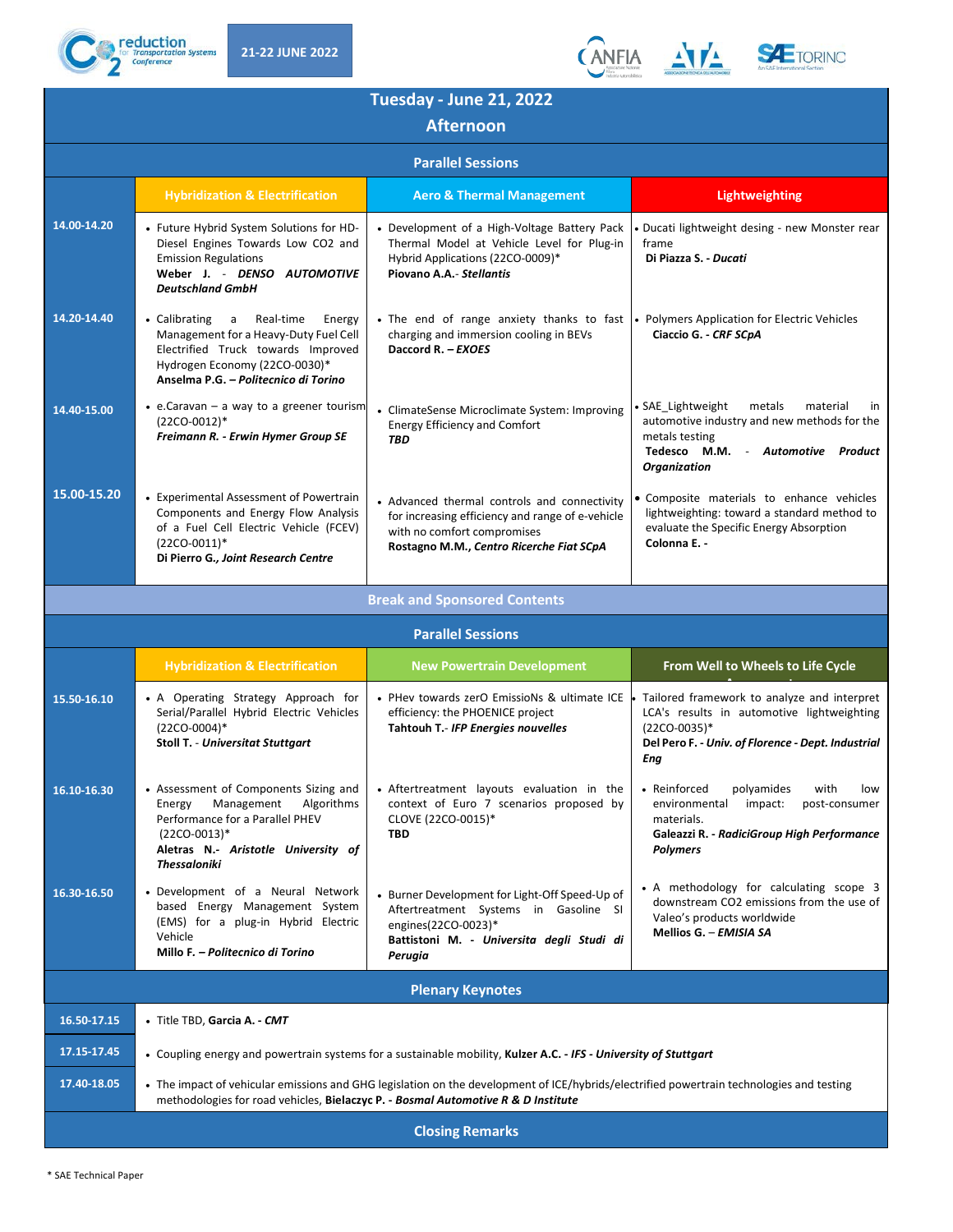# Tuesday - June 21, 2022

## Afternoon

### Parallel Sessions

| | Hybridization & Electrification | Aero & Thermal Management | Lightweighting |
|---|---|---|---|
| **14.00-14.20** | • Future Hybrid System Solutions for HD-Diesel Engines Towards Low CO2 and Emission Regulations **Weber J. - *DENSO AUTOMOTIVE Deutschland GmbH*** | • Development of a High-Voltage Battery Pack Thermal Model at Vehicle Level for Plug-in Hybrid Applications (22CO-0009)* **Piovano A.A.- *Stellantis*** | • Ducati lightweight desing - new Monster rear frame **Di Piazza S. - *Ducati*** |
| **14.20-14.40** | • Calibrating a Real-time Energy Management for a Heavy-Duty Fuel Cell Electrified Truck towards Improved Hydrogen Economy (22CO-0030)* **Anselma P.G. – *Politecnico di Torino*** | • The end of range anxiety thanks to fast charging and immersion cooling in BEVs **Daccord R. – *EXOES*** | • Polymers Application for Electric Vehicles **Ciaccio G. - *CRF SCpA*** |
| **14.40-15.00** | • e.Caravan – a way to a greener tourism (22CO-0012)* ***Freimann R. - Erwin Hymer Group SE*** | • ClimateSense Microclimate System: Improving Energy Efficiency and Comfort ***TBD*** | • SAE_Lightweight metals material in automotive industry and new methods for the metals testing **Tedesco M.M. - *Automotive Product Organization*** |
| **15.00-15.20** | • Experimental Assessment of Powertrain Components and Energy Flow Analysis of a Fuel Cell Electric Vehicle (FCEV) (22CO-0011)* **Di Pierro G., *Joint Research Centre*** | • Advanced thermal controls and connectivity for increasing efficiency and range of e-vehicle with no comfort compromises **Rostagno M.M., *Centro Ricerche Fiat SCpA*** | • Composite materials to enhance vehicles lightweighting: toward a standard method to evaluate the Specific Energy Absorption **Colonna E. -** |

### Break and Sponsored Contents

### Parallel Sessions

| | Hybridization & Electrification | New Powertrain Development | From Well to Wheels to Life Cycle |
|---|---|---|---|
| **15.50-16.10** | • A Operating Strategy Approach for Serial/Parallel Hybrid Electric Vehicles (22CO-0004)* **Stoll T. - *Universitat Stuttgart*** | • PHev towards zerO EmissioNs & ultimate ICE efficiency: the PHOENICE project **Tahtouh T.- *IFP Energies nouvelles*** | • Tailored framework to analyze and interpret LCA's results in automotive lightweighting (22CO-0035)* **Del Pero F. - *Univ. of Florence - Dept. Industrial Eng*** |
| **16.10-16.30** | • Assessment of Components Sizing and Energy Management Algorithms Performance for a Parallel PHEV (22CO-0013)* **Aletras N.- *Aristotle University of Thessaloniki*** | • Aftertreatment layouts evaluation in the context of Euro 7 scenarios proposed by CLOVE (22CO-0015)* **TBD** | • Reinforced polyamides with low environmental impact: post-consumer materials. **Galeazzi R. - *RadiciGroup High Performance Polymers*** |
| **16.30-16.50** | • Development of a Neural Network based Energy Management System (EMS) for a plug-in Hybrid Electric Vehicle **Millo F. – *Politecnico di Torino*** | • Burner Development for Light-Off Speed-Up of Aftertreatment Systems in Gasoline SI engines(22CO-0023)* **Battistoni M. - *Universita degli Studi di Perugia*** | • A methodology for calculating scope 3 downstream CO2 emissions from the use of Valeo's products worldwide **Mellios G. – *EMISIA SA*** |

### Plenary Keynotes

| | |
|---|---|
| **16.50-17.15** | • Title TBD, **Garcia A. - *CMT*** |
| **17.15-17.45** | • Coupling energy and powertrain systems for a sustainable mobility, **Kulzer A.C. - *IFS - University of Stuttgart*** |
| **17.40-18.05** | • The impact of vehicular emissions and GHG legislation on the development of ICE/hybrids/electrified powertrain technologies and testing methodologies for road vehicles, **Bielaczyc P. - *Bosmal Automotive R & D Institute*** |

### Closing Remarks

\* SAE Technical Paper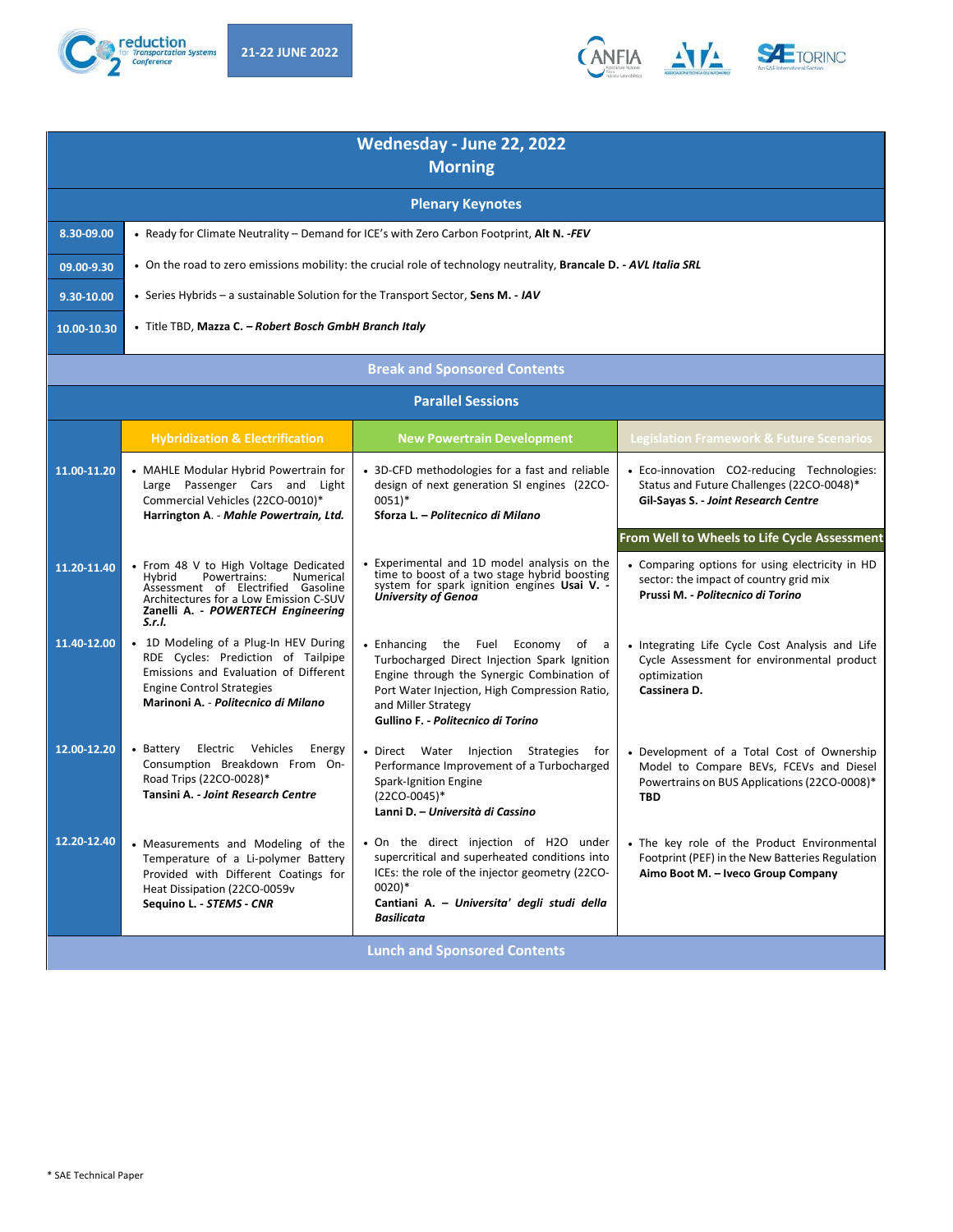# Wednesday - June 22, 2022
## Morning

### Plenary Keynotes

| Time | Session |
|---|---|
| 8.30-09.00 | • Ready for Climate Neutrality – Demand for ICE's with Zero Carbon Footprint, **Alt N. -*FEV*** |
| 09.00-9.30 | • On the road to zero emissions mobility: the crucial role of technology neutrality, **Brancale D. - *AVL Italia SRL*** |
| 9.30-10.00 | • Series Hybrids – a sustainable Solution for the Transport Sector, **Sens M. - *IAV*** |
| 10.00-10.30 | • Title TBD, **Mazza C. – *Robert Bosch GmbH Branch Italy*** |

### Break and Sponsored Contents

### Parallel Sessions

| Time | Hybridization & Electrification | New Powertrain Development | Legislation Framework & Future Scenarios |
|---|---|---|---|
| 11.00-11.20 | • MAHLE Modular Hybrid Powertrain for Large Passenger Cars and Light Commercial Vehicles (22CO-0010)* **Harrington A. - *Mahle Powertrain, Ltd.*** | • 3D-CFD methodologies for a fast and reliable design of next generation SI engines (22CO-0051)* **Sforza L. – *Politecnico di Milano*** | • Eco-innovation CO2-reducing Technologies: Status and Future Challenges (22CO-0048)* **Gil-Sayas S. - *Joint Research Centre*** |
| | | | **From Well to Wheels to Life Cycle Assessment** |
| 11.20-11.40 | • From 48 V to High Voltage Dedicated Hybrid Powertrains: Numerical Assessment of Electrified Gasoline Architectures for a Low Emission C-SUV **Zanelli A. - *POWERTECH Engineering S.r.l.*** | • Experimental and 1D model analysis on the time to boost of a two stage hybrid boosting system for spark ignition engines **Usai V. - *University of Genoa*** | • Comparing options for using electricity in HD sector: the impact of country grid mix **Prussi M. - *Politecnico di Torino*** |
| 11.40-12.00 | • 1D Modeling of a Plug-In HEV During RDE Cycles: Prediction of Tailpipe Emissions and Evaluation of Different Engine Control Strategies **Marinoni A. - *Politecnico di Milano*** | • Enhancing the Fuel Economy of a Turbocharged Direct Injection Spark Ignition Engine through the Synergic Combination of Port Water Injection, High Compression Ratio, and Miller Strategy **Gullino F. - *Politecnico di Torino*** | • Integrating Life Cycle Cost Analysis and Life Cycle Assessment for environmental product optimization **Cassinera D.** |
| 12.00-12.20 | • Battery Electric Vehicles Energy Consumption Breakdown From On-Road Trips (22CO-0028)* **Tansini A. - *Joint Research Centre*** | • Direct Water Injection Strategies for Performance Improvement of a Turbocharged Spark-Ignition Engine (22CO-0045)* **Lanni D. – *Università di Cassino*** | • Development of a Total Cost of Ownership Model to Compare BEVs, FCEVs and Diesel Powertrains on BUS Applications (22CO-0008)* **TBD** |
| 12.20-12.40 | • Measurements and Modeling of the Temperature of a Li-polymer Battery Provided with Different Coatings for Heat Dissipation (22CO-0059v **Sequino L. - *STEMS - CNR*** | • On the direct injection of H2O under supercritical and superheated conditions into ICEs: the role of the injector geometry (22CO-0020)* **Cantiani A. – *Universita' degli studi della Basilicata*** | • The key role of the Product Environmental Footprint (PEF) in the New Batteries Regulation **Aimo Boot M. – Iveco Group Company** |

### Lunch and Sponsored Contents

* SAE Technical Paper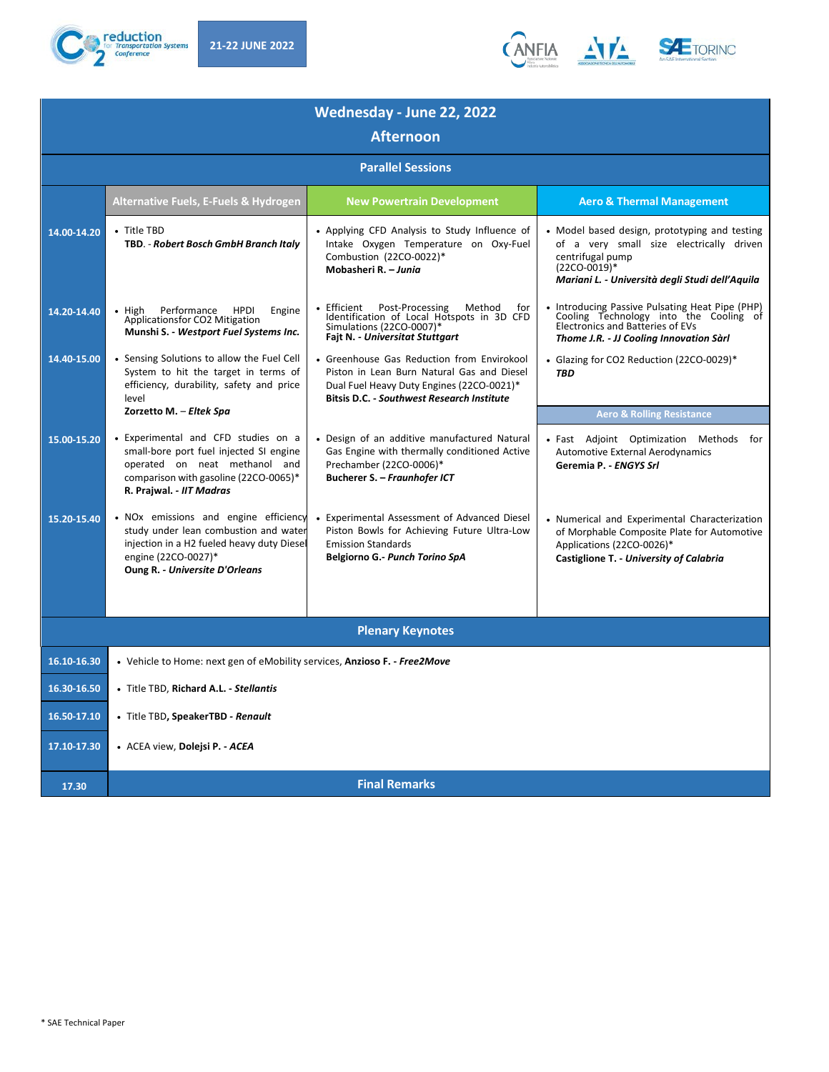21-22 JUNE 2022

# Wednesday - June 22, 2022

## Afternoon

### Parallel Sessions

| | Alternative Fuels, E-Fuels & Hydrogen | New Powertrain Development | Aero & Thermal Management |
|---|---|---|---|
| 14.00-14.20 | • Title TBD<br>**TBD. - *Robert Bosch GmbH Branch Italy*** | • Applying CFD Analysis to Study Influence of Intake Oxygen Temperature on Oxy-Fuel Combustion (22CO-0022)*<br>**Mobasheri R. – *Junia*** | • Model based design, prototyping and testing of a very small size electrically driven centrifugal pump (22CO-0019)*<br>***Mariani L. - Università degli Studi dell'Aquila*** |
| 14.20-14.40 | • High Performance HPDI Engine Applicationsfor CO2 Mitigation<br>**Munshi S. - *Westport Fuel Systems Inc.*** | • Efficient Post-Processing Method for Identification of Local Hotspots in 3D CFD Simulations (22CO-0007)*<br>**Fajt N. - *Universitat Stuttgart*** | • Introducing Passive Pulsating Heat Pipe (PHP) Cooling Technology into the Cooling of Electronics and Batteries of EVs<br>***Thome J.R. - JJ Cooling Innovation Sàrl*** |
| 14.40-15.00 | • Sensing Solutions to allow the Fuel Cell System to hit the target in terms of efficiency, durability, safety and price level<br>**Zorzetto M. – *Eltek Spa*** | • Greenhouse Gas Reduction from Envirokool Piston in Lean Burn Natural Gas and Diesel Dual Fuel Heavy Duty Engines (22CO-0021)*<br>**Bitsis D.C. - *Southwest Research Institute*** | • Glazing for CO2 Reduction (22CO-0029)*<br>***TBD*** |
| | | | **Aero & Rolling Resistance** |
| 15.00-15.20 | • Experimental and CFD studies on a small-bore port fuel injected SI engine operated on neat methanol and comparison with gasoline (22CO-0065)*<br>**R. Prajwal. - *IIT Madras*** | • Design of an additive manufactured Natural Gas Engine with thermally conditioned Active Prechamber (22CO-0006)*<br>**Bucherer S. – *Fraunhofer ICT*** | • Fast Adjoint Optimization Methods for Automotive External Aerodynamics<br>**Geremia P. - *ENGYS Srl*** |
| 15.20-15.40 | • NOx emissions and engine efficiency study under lean combustion and water injection in a H2 fueled heavy duty Diesel engine (22CO-0027)*<br>**Oung R. - *Universite D'Orleans*** | • Experimental Assessment of Advanced Diesel Piston Bowls for Achieving Future Ultra-Low Emission Standards<br>**Belgiorno G.- *Punch Torino SpA*** | • Numerical and Experimental Characterization of Morphable Composite Plate for Automotive Applications (22CO-0026)*<br>**Castiglione T. - *University of Calabria*** |

### Plenary Keynotes

| | |
|---|---|
| 16.10-16.30 | • Vehicle to Home: next gen of eMobility services, **Anzioso F. - *Free2Move*** |
| 16.30-16.50 | • Title TBD, **Richard A.L. - *Stellantis*** |
| 16.50-17.10 | • Title TBD, **SpeakerTBD - *Renault*** |
| 17.10-17.30 | • ACEA view, **Dolejsi P. - *ACEA*** |
| 17.30 | **Final Remarks** |

* SAE Technical Paper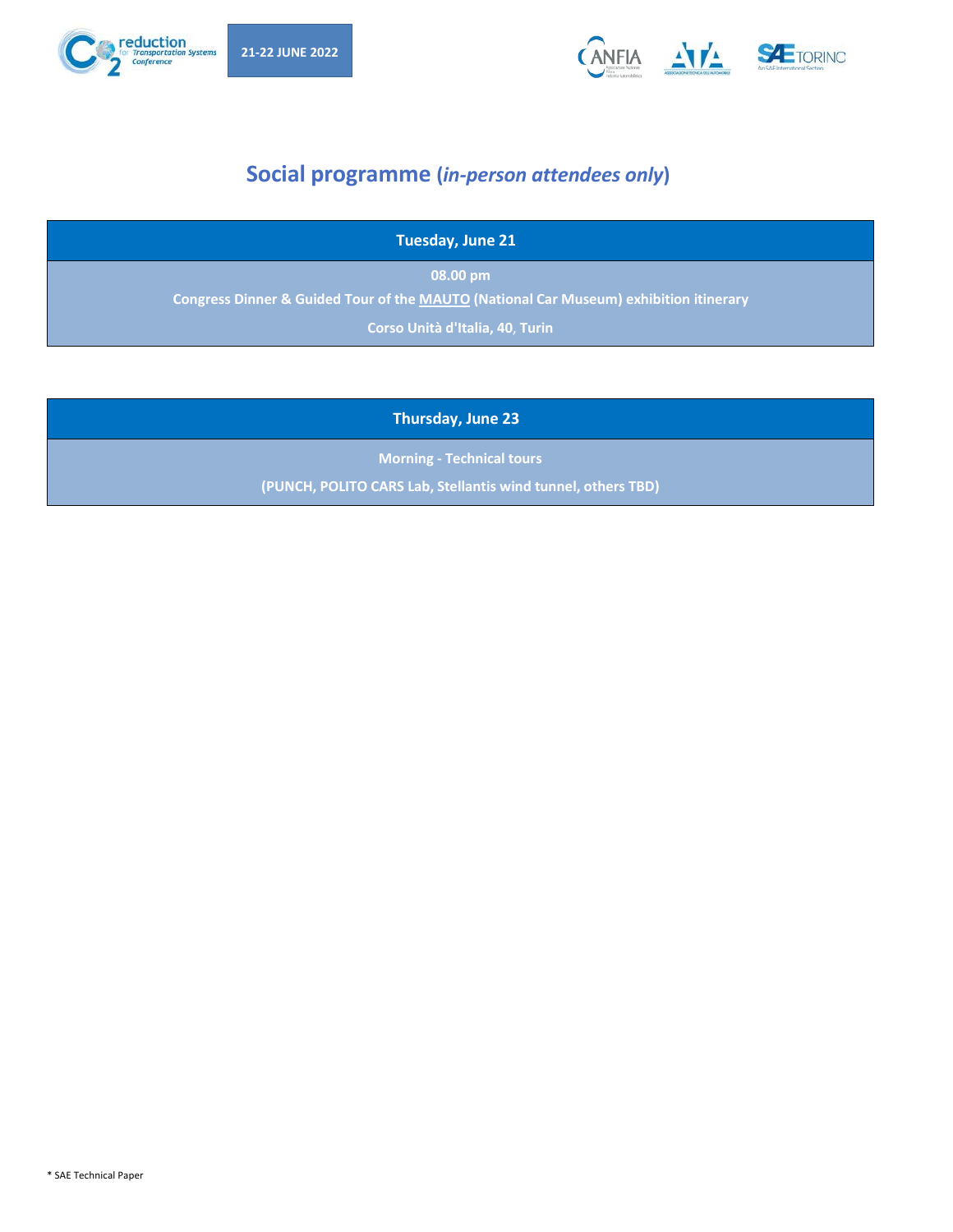## Social programme (*in-person attendees only*)

| Tuesday, June 21 |
| --- |
| 08.00 pm |
| Congress Dinner & Guided Tour of the MAUTO (National Car Museum) exhibition itinerary |
| Corso Unità d'Italia, 40, Turin |

| Thursday, June 23 |
| --- |
| Morning - Technical tours |
| (PUNCH, POLITO CARS Lab, Stellantis wind tunnel, others TBD) |

* SAE Technical Paper